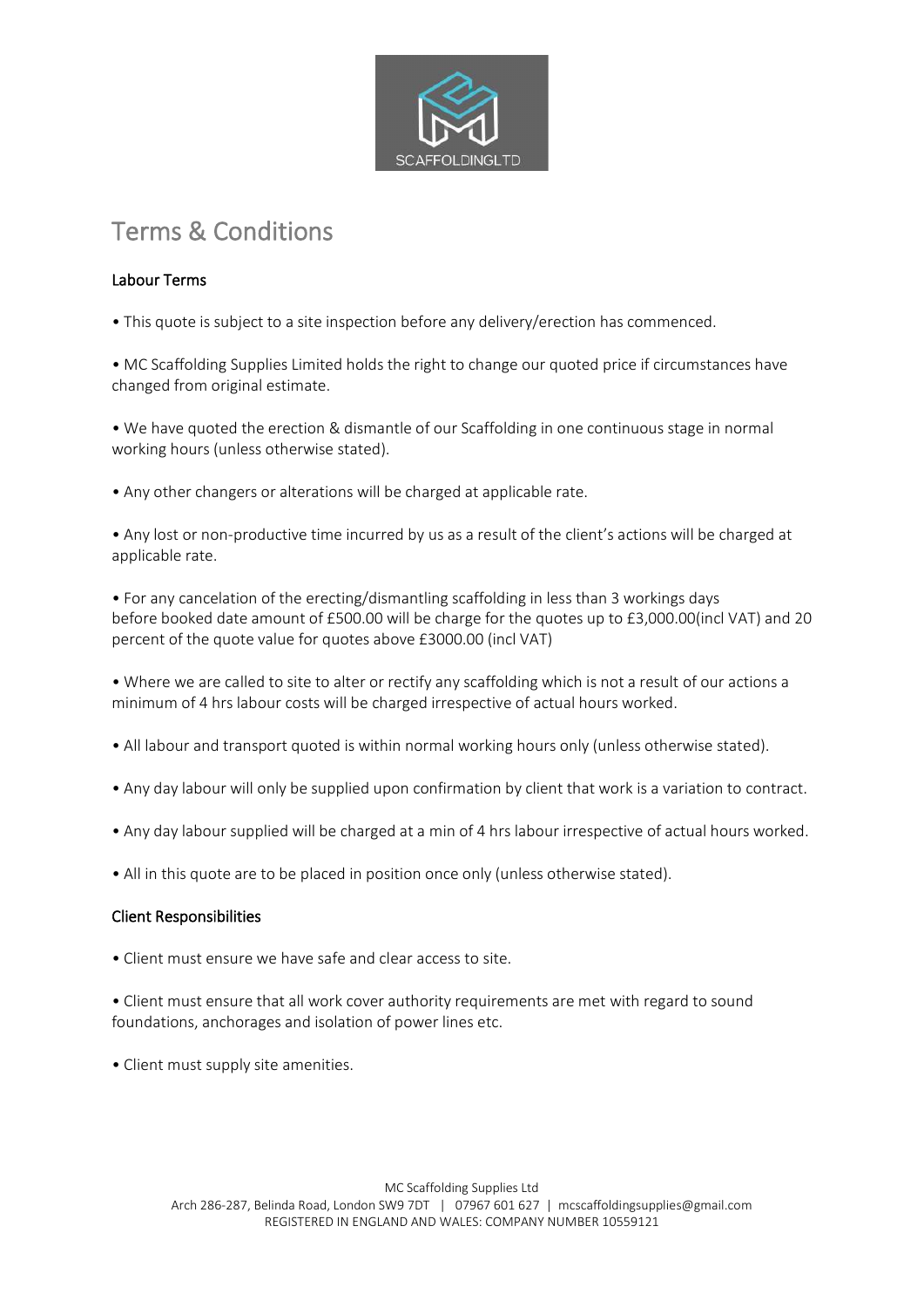# Terms & Conditions

## Labour Terms

• This quote is subject to a site inspection before any delivery/erection has commenced.

• MC Scaffolding Supplies Limited holds the right to change our quoted price if circumstances have changed from original estimate.

• We have quoted the erection & dismantle of our Scaffolding in one continuous stage in normal working hours (unless otherwise stated).

• Any other changers or alterations will be charged at applicable rate.

• Any lost or non-productive time incurred by us as a result of the client's actions will be charged at applicable rate.

• For any cancelation of the erecting/dismantling scaffolding in less than 3 workings days before booked date amount of £500.00 will be charge for the quotes up to £3,000.00(incl VAT) and 20 percent of the quote value for quotes above £3000.00 (incl VAT)

• Where we are called to site to alter or rectify any scaffolding which is not a result of our actions a minimum of 4 hrs labour costs will be charged irrespective of actual hours worked.

• All labour and transport quoted is within normal working hours only (unless otherwise stated).

• Any day labour will only be supplied upon confirmation by client that work is a variation to contract.

• Any day labour supplied will be charged at a min of 4 hrs labour irrespective of actual hours worked.

• All in this quote are to be placed in position once only (unless otherwise stated).

## Client Responsibilities

• Client must ensure we have safe and clear access to site.

• Client must ensure that all work cover authority requirements are met with regard to sound foundations, anchorages and isolation of power lines etc.

• Client must supply site amenities.

MC Scaffolding Supplies Ltd
Arch 286-287, Belinda Road, London SW9 7DT | 07967 601 627 | mcscaffoldingsupplies@gmail.com
REGISTERED IN ENGLAND AND WALES: COMPANY NUMBER 10559121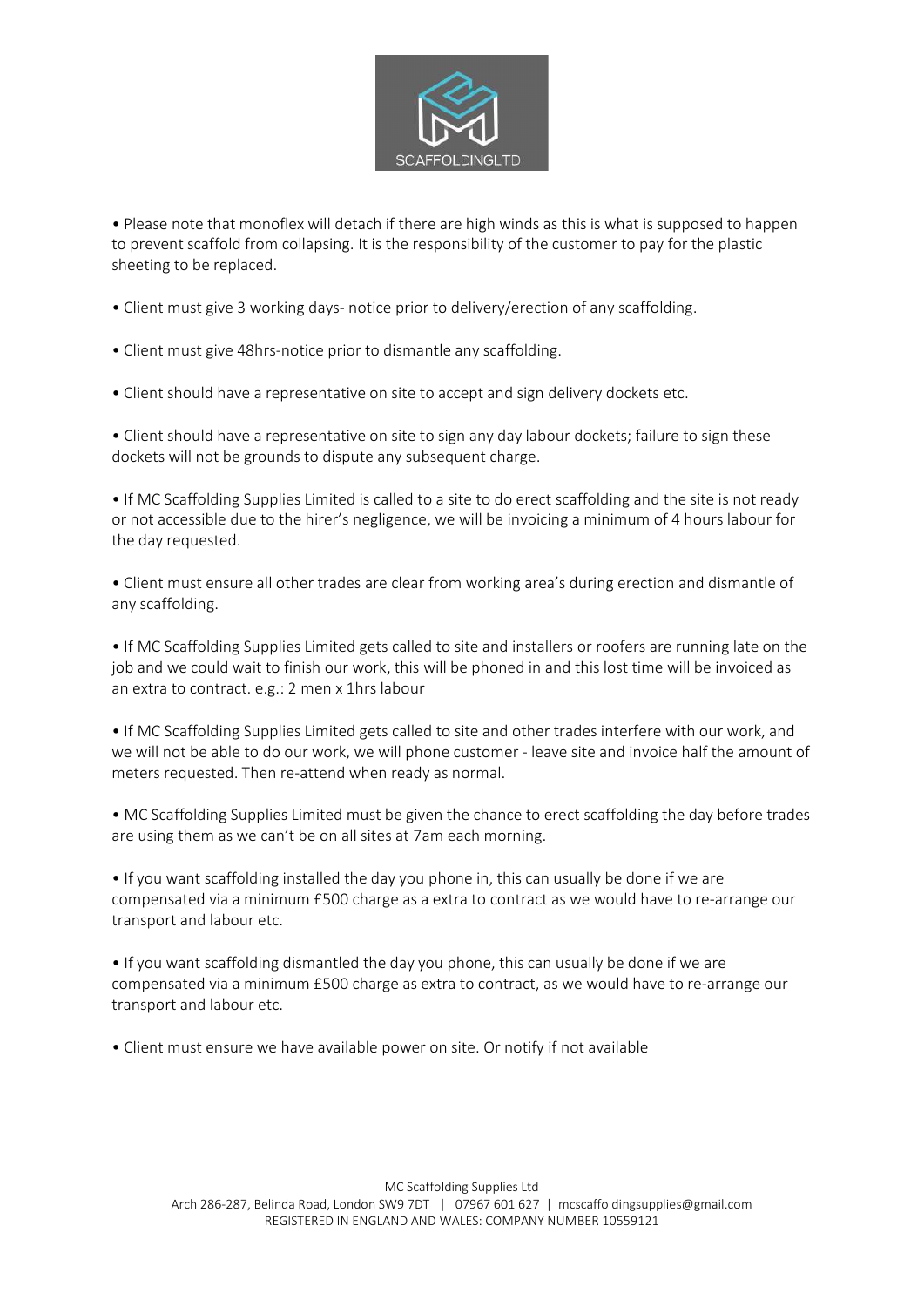- Please note that monoflex will detach if there are high winds as this is what is supposed to happen to prevent scaffold from collapsing. It is the responsibility of the customer to pay for the plastic sheeting to be replaced.

- Client must give 3 working days- notice prior to delivery/erection of any scaffolding.

- Client must give 48hrs-notice prior to dismantle any scaffolding.

- Client should have a representative on site to accept and sign delivery dockets etc.

- Client should have a representative on site to sign any day labour dockets; failure to sign these dockets will not be grounds to dispute any subsequent charge.

- If MC Scaffolding Supplies Limited is called to a site to do erect scaffolding and the site is not ready or not accessible due to the hirer's negligence, we will be invoicing a minimum of 4 hours labour for the day requested.

- Client must ensure all other trades are clear from working area's during erection and dismantle of any scaffolding.

- If MC Scaffolding Supplies Limited gets called to site and installers or roofers are running late on the job and we could wait to finish our work, this will be phoned in and this lost time will be invoiced as an extra to contract. e.g.: 2 men x 1hrs labour

- If MC Scaffolding Supplies Limited gets called to site and other trades interfere with our work, and we will not be able to do our work, we will phone customer - leave site and invoice half the amount of meters requested. Then re-attend when ready as normal.

- MC Scaffolding Supplies Limited must be given the chance to erect scaffolding the day before trades are using them as we can't be on all sites at 7am each morning.

- If you want scaffolding installed the day you phone in, this can usually be done if we are compensated via a minimum £500 charge as a extra to contract as we would have to re-arrange our transport and labour etc.

- If you want scaffolding dismantled the day you phone, this can usually be done if we are compensated via a minimum £500 charge as extra to contract, as we would have to re-arrange our transport and labour etc.

- Client must ensure we have available power on site. Or notify if not available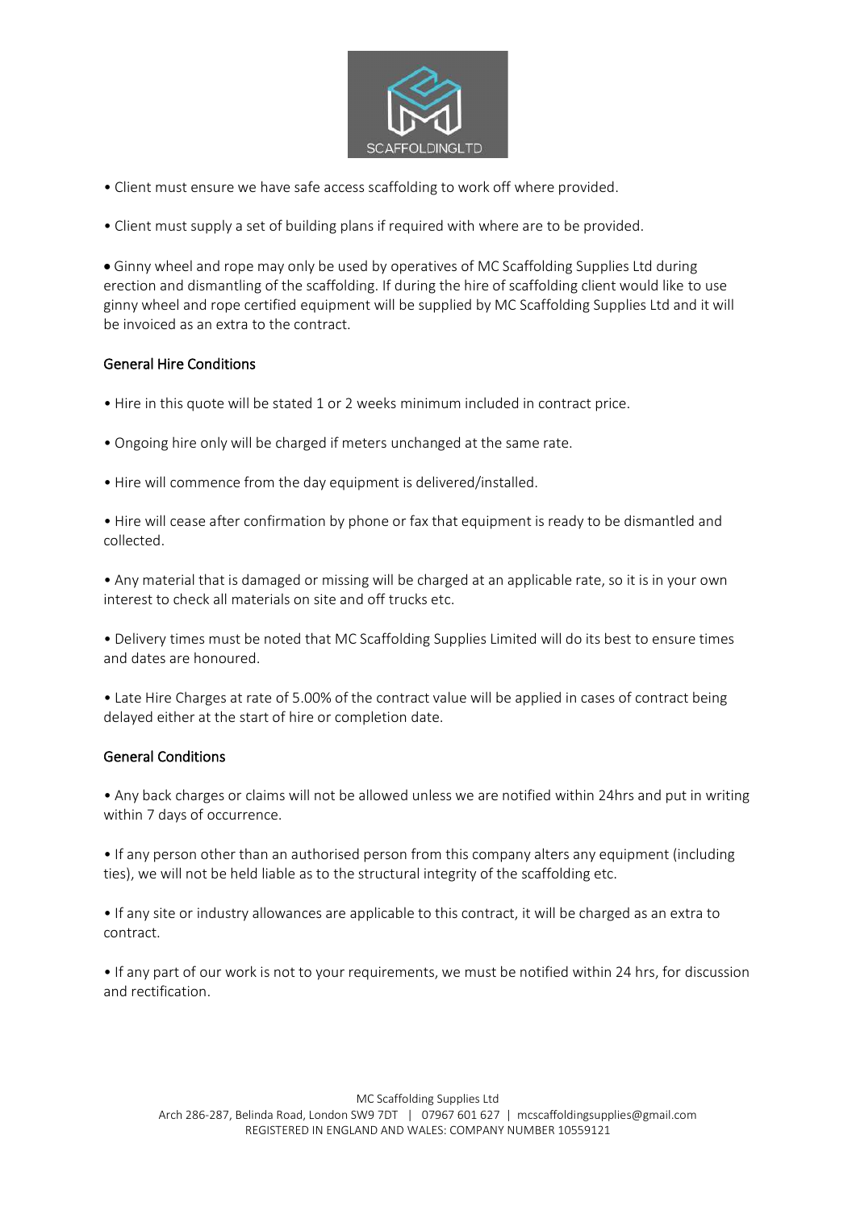- Client must ensure we have safe access scaffolding to work off where provided.
- Client must supply a set of building plans if required with where are to be provided.
- Ginny wheel and rope may only be used by operatives of MC Scaffolding Supplies Ltd during erection and dismantling of the scaffolding. If during the hire of scaffolding client would like to use ginny wheel and rope certified equipment will be supplied by MC Scaffolding Supplies Ltd and it will be invoiced as an extra to the contract.

## General Hire Conditions

- Hire in this quote will be stated 1 or 2 weeks minimum included in contract price.
- Ongoing hire only will be charged if meters unchanged at the same rate.
- Hire will commence from the day equipment is delivered/installed.
- Hire will cease after confirmation by phone or fax that equipment is ready to be dismantled and collected.
- Any material that is damaged or missing will be charged at an applicable rate, so it is in your own interest to check all materials on site and off trucks etc.
- Delivery times must be noted that MC Scaffolding Supplies Limited will do its best to ensure times and dates are honoured.
- Late Hire Charges at rate of 5.00% of the contract value will be applied in cases of contract being delayed either at the start of hire or completion date.

## General Conditions

- Any back charges or claims will not be allowed unless we are notified within 24hrs and put in writing within 7 days of occurrence.
- If any person other than an authorised person from this company alters any equipment (including ties), we will not be held liable as to the structural integrity of the scaffolding etc.
- If any site or industry allowances are applicable to this contract, it will be charged as an extra to contract.
- If any part of our work is not to your requirements, we must be notified within 24 hrs, for discussion and rectification.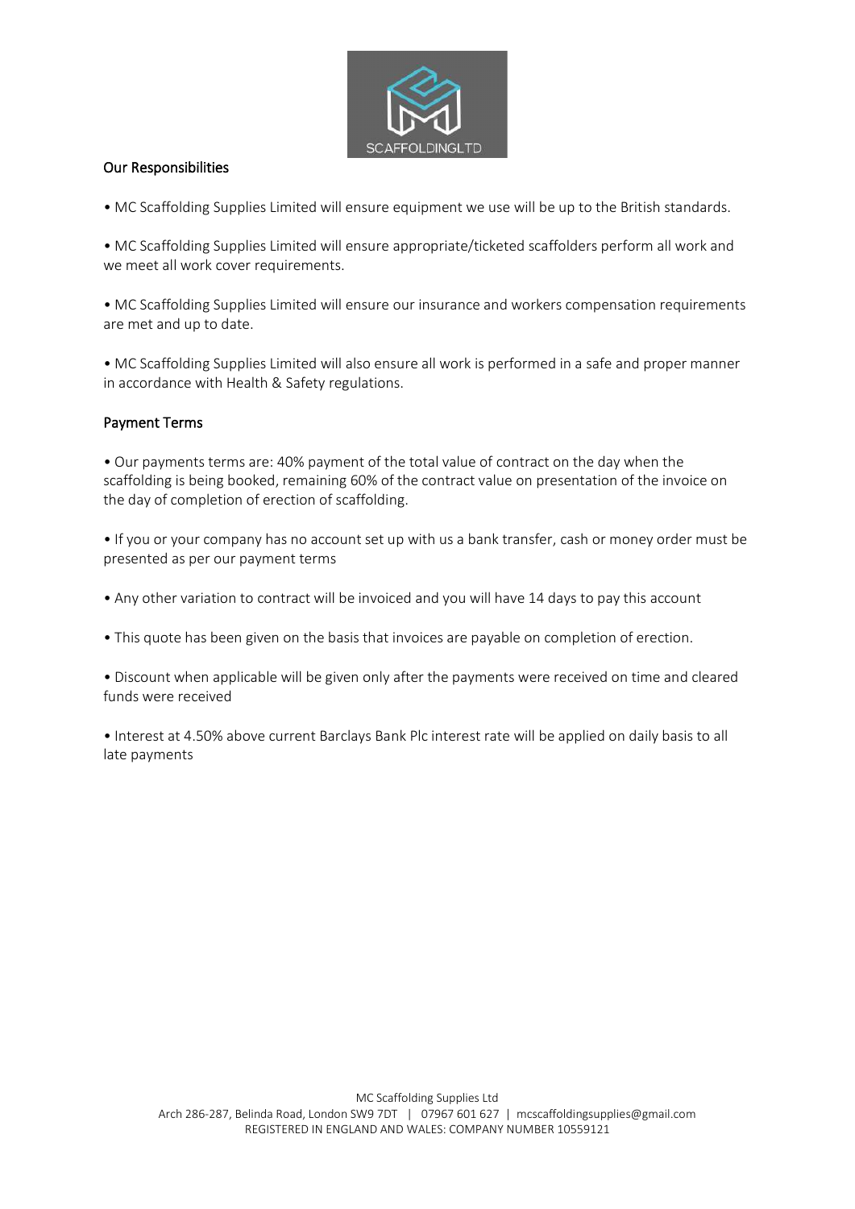## Our Responsibilities

• MC Scaffolding Supplies Limited will ensure equipment we use will be up to the British standards.

• MC Scaffolding Supplies Limited will ensure appropriate/ticketed scaffolders perform all work and we meet all work cover requirements.

• MC Scaffolding Supplies Limited will ensure our insurance and workers compensation requirements are met and up to date.

• MC Scaffolding Supplies Limited will also ensure all work is performed in a safe and proper manner in accordance with Health & Safety regulations.

## Payment Terms

• Our payments terms are: 40% payment of the total value of contract on the day when the scaffolding is being booked, remaining 60% of the contract value on presentation of the invoice on the day of completion of erection of scaffolding.

• If you or your company has no account set up with us a bank transfer, cash or money order must be presented as per our payment terms

• Any other variation to contract will be invoiced and you will have 14 days to pay this account

• This quote has been given on the basis that invoices are payable on completion of erection.

• Discount when applicable will be given only after the payments were received on time and cleared funds were received

• Interest at 4.50% above current Barclays Bank Plc interest rate will be applied on daily basis to all late payments